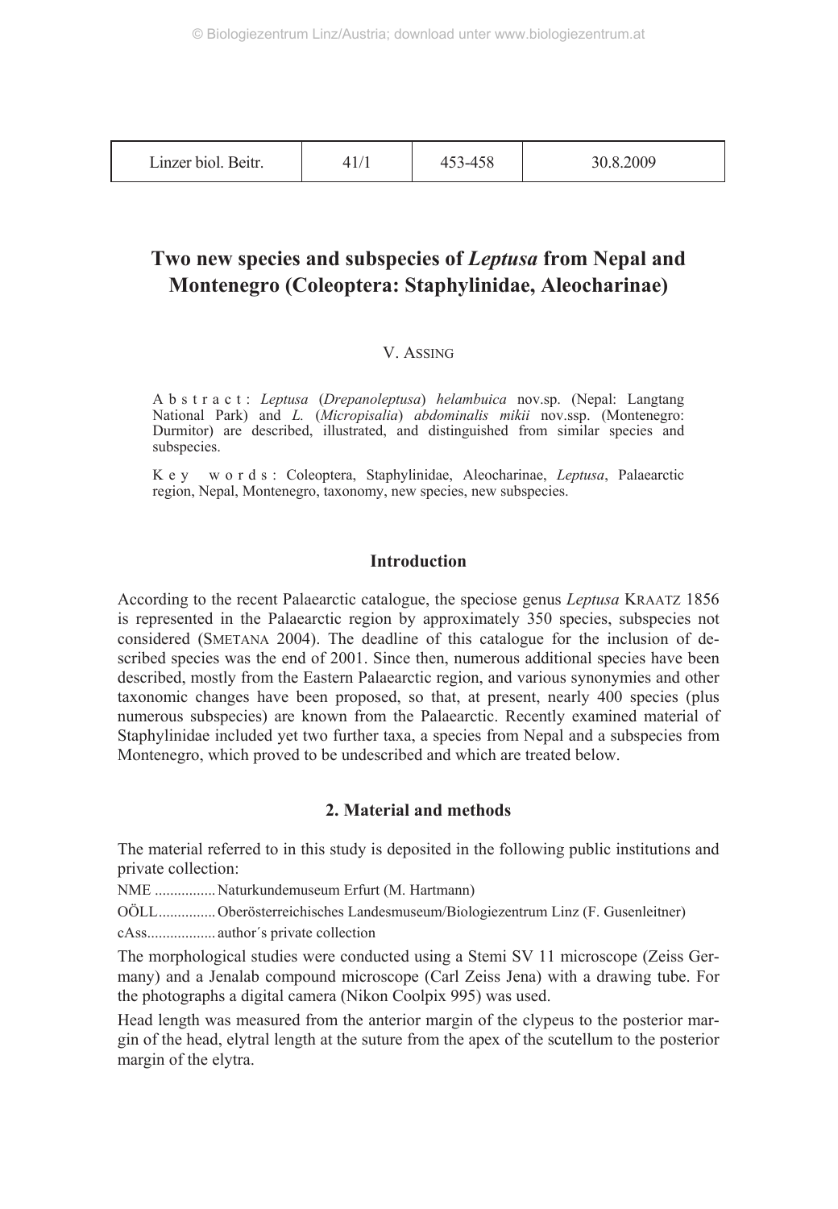# Two new species and subspecies of *Leptusa* from Nepal and Montenegro (Coleoptera: Staphylinidae, Aleocharinae)

V. ASSING

**Abstract**: *Leptusa* (*Drepanoleptusa*) *helambuica* nov.sp. (Nepal: Langtang National Park) and *L.* (*Micropisalia*) *abdominalis mikii* nov.ssp. (Montenegro: Durmitor) are described, illustrated, and distinguished from similar species and subspecies.

**Key words**: Coleoptera, Staphylinidae, Aleocharinae, *Leptusa*, Palaearctic region, Nepal, Montenegro, taxonomy, new species, new subspecies.

## Introduction

According to the recent Palaearctic catalogue, the speciose genus *Leptusa* KRAATZ 1856 is represented in the Palaearctic region by approximately 350 species, subspecies not considered (SMETANA 2004). The deadline of this catalogue for the inclusion of described species was the end of 2001. Since then, numerous additional species have been described, mostly from the Eastern Palaearctic region, and various synonymies and other taxonomic changes have been proposed, so that, at present, nearly 400 species (plus numerous subspecies) are known from the Palaearctic. Recently examined material of Staphylinidae included yet two further taxa, a species from Nepal and a subspecies from Montenegro, which proved to be undescribed and which are treated below.

## 2. Material and methods

The material referred to in this study is deposited in the following public institutions and private collection:

NME ................ Naturkundemuseum Erfurt (M. Hartmann)

OÖLL............... Oberösterreichisches Landesmuseum/Biologiezentrum Linz (F. Gusenleitner)

cAss.................. author´s private collection

The morphological studies were conducted using a Stemi SV 11 microscope (Zeiss Germany) and a Jenalab compound microscope (Carl Zeiss Jena) with a drawing tube. For the photographs a digital camera (Nikon Coolpix 995) was used.

Head length was measured from the anterior margin of the clypeus to the posterior margin of the head, elytral length at the suture from the apex of the scutellum to the posterior margin of the elytra.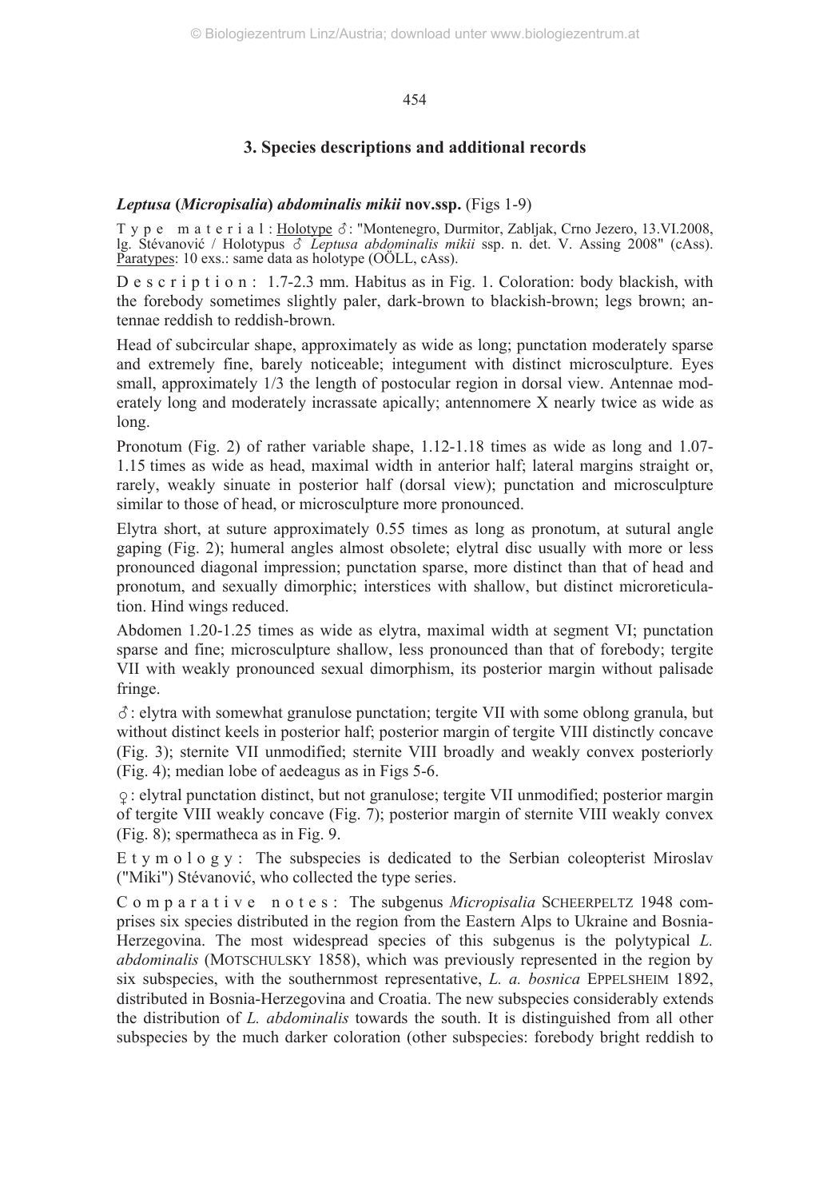## 3. Species descriptions and additional records

### *Leptusa* (*Micropisalia*) *abdominalis mikii* nov.ssp. (Figs 1-9)

Type material: Holotype ♂: "Montenegro, Durmitor, Zabljak, Crno Jezero, 13.VI.2008, lg. Stévanović / Holotypus ♂ *Leptusa abdominalis mikii* ssp. n. det. V. Assing 2008" (cAss). Paratypes: 10 exs.: same data as holotype (OÖLL, cAss).

Description: 1.7-2.3 mm. Habitus as in Fig. 1. Coloration: body blackish, with the forebody sometimes slightly paler, dark-brown to blackish-brown; legs brown; antennae reddish to reddish-brown.

Head of subcircular shape, approximately as wide as long; punctation moderately sparse and extremely fine, barely noticeable; integument with distinct microsculpture. Eyes small, approximately 1/3 the length of postocular region in dorsal view. Antennae moderately long and moderately incrassate apically; antennomere X nearly twice as wide as long.

Pronotum (Fig. 2) of rather variable shape, 1.12-1.18 times as wide as long and 1.07-1.15 times as wide as head, maximal width in anterior half; lateral margins straight or, rarely, weakly sinuate in posterior half (dorsal view); punctation and microsculpture similar to those of head, or microsculpture more pronounced.

Elytra short, at suture approximately 0.55 times as long as pronotum, at sutural angle gaping (Fig. 2); humeral angles almost obsolete; elytral disc usually with more or less pronounced diagonal impression; punctation sparse, more distinct than that of head and pronotum, and sexually dimorphic; interstices with shallow, but distinct microreticulation. Hind wings reduced.

Abdomen 1.20-1.25 times as wide as elytra, maximal width at segment VI; punctation sparse and fine; microsculpture shallow, less pronounced than that of forebody; tergite VII with weakly pronounced sexual dimorphism, its posterior margin without palisade fringe.

♂: elytra with somewhat granulose punctation; tergite VII with some oblong granula, but without distinct keels in posterior half; posterior margin of tergite VIII distinctly concave (Fig. 3); sternite VII unmodified; sternite VIII broadly and weakly convex posteriorly (Fig. 4); median lobe of aedeagus as in Figs 5-6.

♀: elytral punctation distinct, but not granulose; tergite VII unmodified; posterior margin of tergite VIII weakly concave (Fig. 7); posterior margin of sternite VIII weakly convex (Fig. 8); spermatheca as in Fig. 9.

Etymology: The subspecies is dedicated to the Serbian coleopterist Miroslav ("Miki") Stévanović, who collected the type series.

Comparative notes: The subgenus *Micropisalia* SCHEERPELTZ 1948 comprises six species distributed in the region from the Eastern Alps to Ukraine and Bosnia-Herzegovina. The most widespread species of this subgenus is the polytypical *L. abdominalis* (MOTSCHULSKY 1858), which was previously represented in the region by six subspecies, with the southernmost representative, *L. a. bosnica* EPPELSHEIM 1892, distributed in Bosnia-Herzegovina and Croatia. The new subspecies considerably extends the distribution of *L. abdominalis* towards the south. It is distinguished from all other subspecies by the much darker coloration (other subspecies: forebody bright reddish to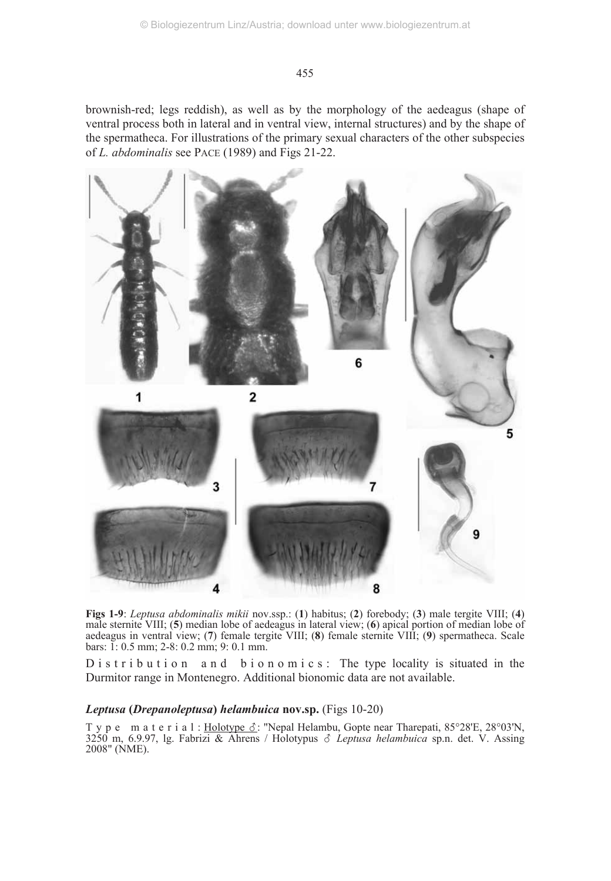brownish-red; legs reddish), as well as by the morphology of the aedeagus (shape of ventral process both in lateral and in ventral view, internal structures) and by the shape of the spermatheca. For illustrations of the primary sexual characters of the other subspecies of *L. abdominalis* see PACE (1989) and Figs 21-22.

**Figs 1-9**: *Leptusa abdominalis mikii* nov.ssp.: (**1**) habitus; (**2**) forebody; (**3**) male tergite VIII; (**4**) male sternite VIII; (**5**) median lobe of aedeagus in lateral view; (**6**) apical portion of median lobe of aedeagus in ventral view; (**7**) female tergite VIII; (**8**) female sternite VIII; (**9**) spermatheca. Scale bars: 1: 0.5 mm; 2-8: 0.2 mm; 9: 0.1 mm.

Distribution and bionomics: The type locality is situated in the Durmitor range in Montenegro. Additional bionomic data are not available.

### *Leptusa* (*Drepanoleptusa*) *helambuica* nov.sp. (Figs 10-20)

Type material: Holotype ♂: "Nepal Helambu, Gopte near Tharepati, 85°28'E, 28°03'N, 3250 m, 6.9.97, lg. Fabrizi & Ahrens / Holotypus ♂ *Leptusa helambuica* sp.n. det. V. Assing 2008" (NME).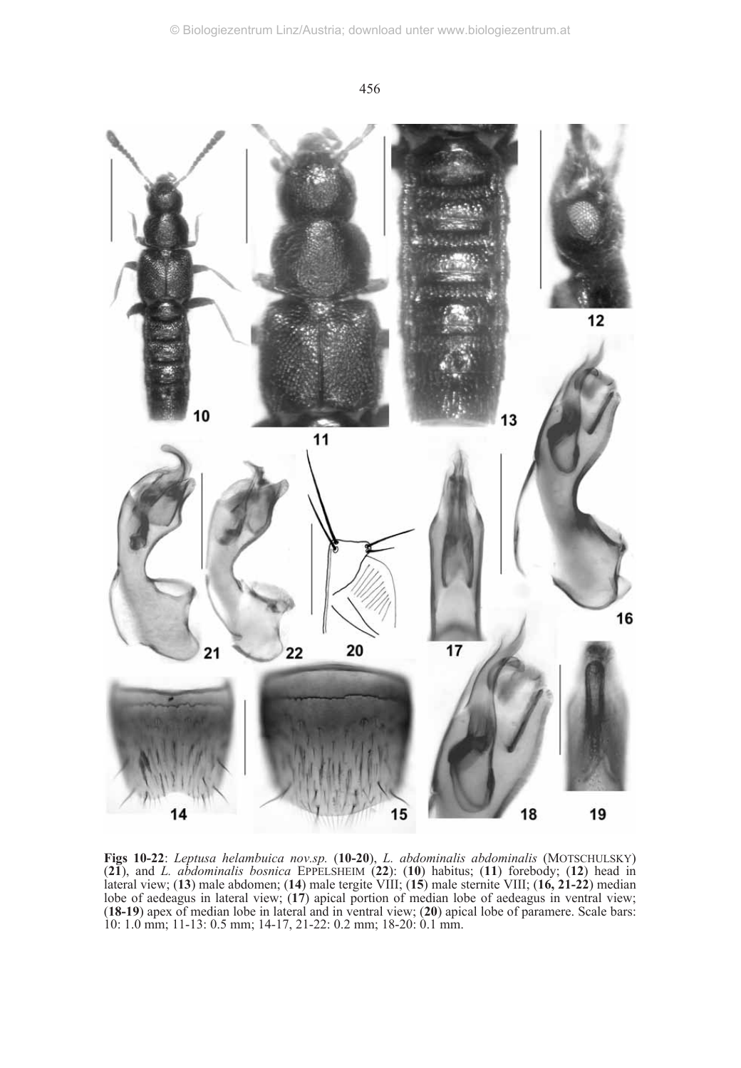**Figs 10-22**: *Leptusa helambuica nov.sp.* (**10-20**), *L. abdominalis abdominalis* (MOTSCHULSKY) (**21**), and *L. abdominalis bosnica* EPPELSHEIM (**22**): (**10**) habitus; (**11**) forebody; (**12**) head in lateral view; (**13**) male abdomen; (**14**) male tergite VIII; (**15**) male sternite VIII; (**16, 21-22**) median lobe of aedeagus in lateral view; (**17**) apical portion of median lobe of aedeagus in ventral view; (**18-19**) apex of median lobe in lateral and in ventral view; (**20**) apical lobe of paramere. Scale bars: 10: 1.0 mm; 11-13: 0.5 mm; 14-17, 21-22: 0.2 mm; 18-20: 0.1 mm.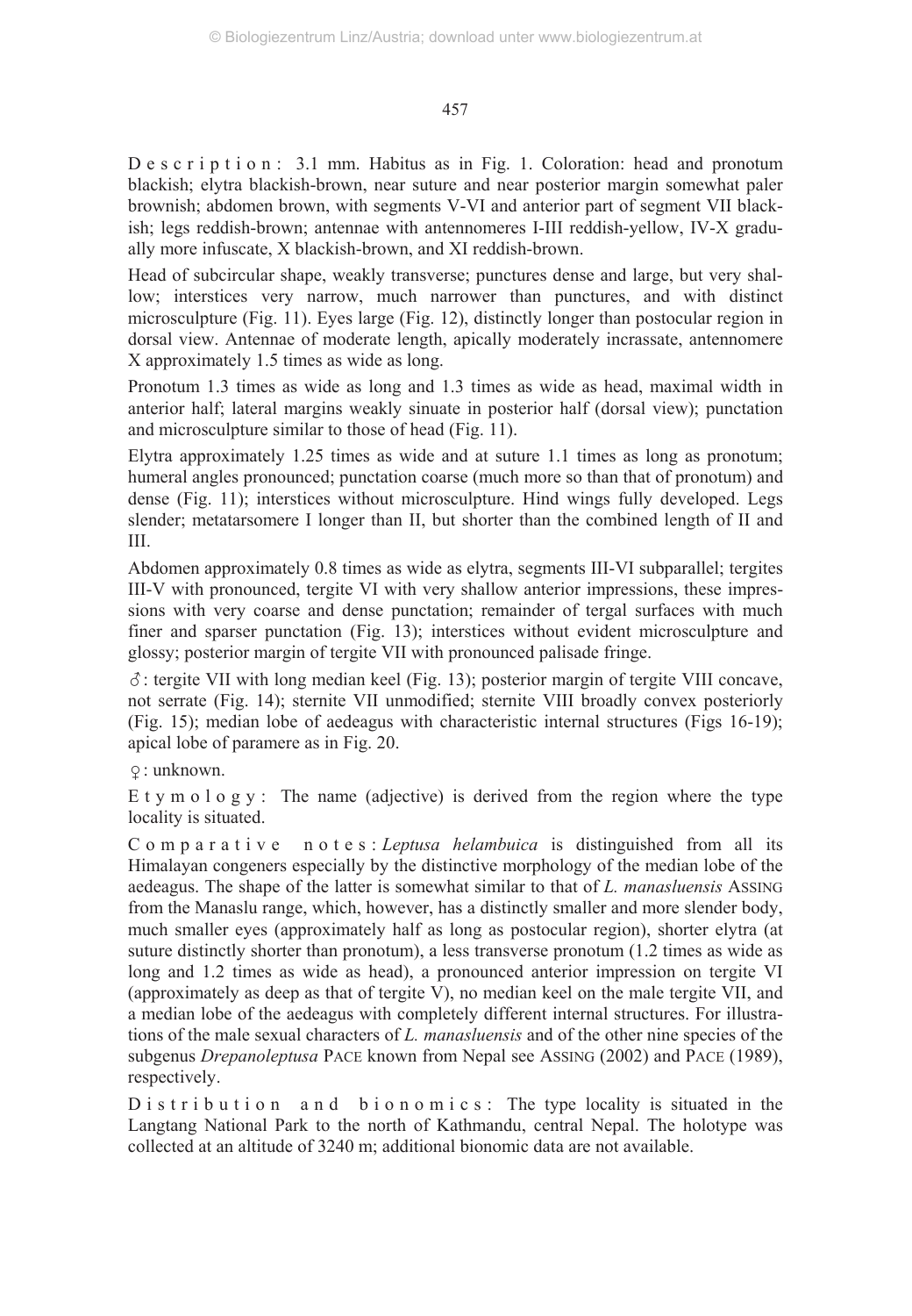Description: 3.1 mm. Habitus as in Fig. 1. Coloration: head and pronotum blackish; elytra blackish-brown, near suture and near posterior margin somewhat paler brownish; abdomen brown, with segments V-VI and anterior part of segment VII blackish; legs reddish-brown; antennae with antennomeres I-III reddish-yellow, IV-X gradually more infuscate, X blackish-brown, and XI reddish-brown.

Head of subcircular shape, weakly transverse; punctures dense and large, but very shallow; interstices very narrow, much narrower than punctures, and with distinct microsculpture (Fig. 11). Eyes large (Fig. 12), distinctly longer than postocular region in dorsal view. Antennae of moderate length, apically moderately incrassate, antennomere X approximately 1.5 times as wide as long.

Pronotum 1.3 times as wide as long and 1.3 times as wide as head, maximal width in anterior half; lateral margins weakly sinuate in posterior half (dorsal view); punctation and microsculpture similar to those of head (Fig. 11).

Elytra approximately 1.25 times as wide and at suture 1.1 times as long as pronotum; humeral angles pronounced; punctation coarse (much more so than that of pronotum) and dense (Fig. 11); interstices without microsculpture. Hind wings fully developed. Legs slender; metatarsomere I longer than II, but shorter than the combined length of II and III.

Abdomen approximately 0.8 times as wide as elytra, segments III-VI subparallel; tergites III-V with pronounced, tergite VI with very shallow anterior impressions, these impressions with very coarse and dense punctation; remainder of tergal surfaces with much finer and sparser punctation (Fig. 13); interstices without evident microsculpture and glossy; posterior margin of tergite VII with pronounced palisade fringe.

♂: tergite VII with long median keel (Fig. 13); posterior margin of tergite VIII concave, not serrate (Fig. 14); sternite VII unmodified; sternite VIII broadly convex posteriorly (Fig. 15); median lobe of aedeagus with characteristic internal structures (Figs 16-19); apical lobe of paramere as in Fig. 20.

♀: unknown.

Etymology: The name (adjective) is derived from the region where the type locality is situated.

Comparative notes: *Leptusa helambuica* is distinguished from all its Himalayan congeners especially by the distinctive morphology of the median lobe of the aedeagus. The shape of the latter is somewhat similar to that of *L. manasluensis* ASSING from the Manaslu range, which, however, has a distinctly smaller and more slender body, much smaller eyes (approximately half as long as postocular region), shorter elytra (at suture distinctly shorter than pronotum), a less transverse pronotum (1.2 times as wide as long and 1.2 times as wide as head), a pronounced anterior impression on tergite VI (approximately as deep as that of tergite V), no median keel on the male tergite VII, and a median lobe of the aedeagus with completely different internal structures. For illustrations of the male sexual characters of *L. manasluensis* and of the other nine species of the subgenus *Drepanoleptusa* PACE known from Nepal see ASSING (2002) and PACE (1989), respectively.

Distribution and bionomics: The type locality is situated in the Langtang National Park to the north of Kathmandu, central Nepal. The holotype was collected at an altitude of 3240 m; additional bionomic data are not available.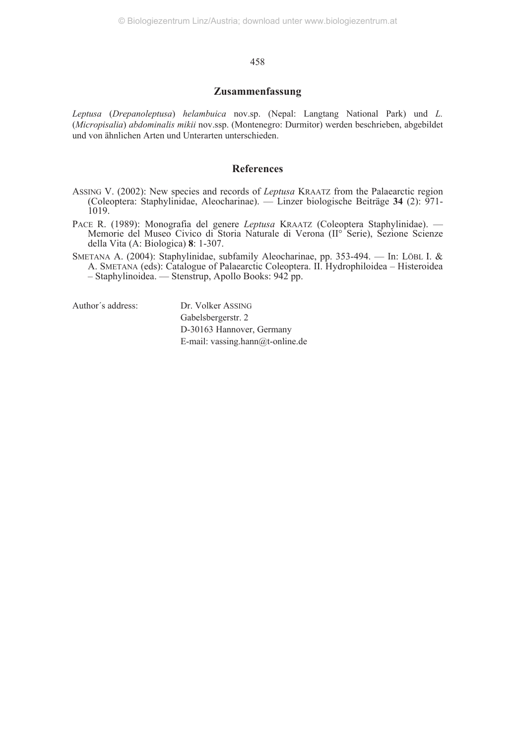## Zusammenfassung

*Leptusa* (*Drepanoleptusa*) *helambuica* nov.sp. (Nepal: Langtang National Park) und *L.* (*Micropisalia*) *abdominalis mikii* nov.ssp. (Montenegro: Durmitor) werden beschrieben, abgebildet und von ähnlichen Arten und Unterarten unterschieden.

## References

ASSING V. (2002): New species and records of *Leptusa* KRAATZ from the Palaearctic region (Coleoptera: Staphylinidae, Aleocharinae). — Linzer biologische Beiträge **34** (2): 971-1019.

PACE R. (1989): Monografia del genere *Leptusa* KRAATZ (Coleoptera Staphylinidae). — Memorie del Museo Civico di Storia Naturale di Verona (II° Serie), Sezione Scienze della Vita (A: Biologica) **8**: 1-307.

SMETANA A. (2004): Staphylinidae, subfamily Aleocharinae, pp. 353-494. — In: LÖBL I. & A. SMETANA (eds): Catalogue of Palaearctic Coleoptera. II. Hydrophiloidea – Histeroidea – Staphylinoidea. — Stenstrup, Apollo Books: 942 pp.

Author´s address: Dr. Volker ASSING
Gabelsbergerstr. 2
D-30163 Hannover, Germany
E-mail: vassing.hann@t-online.de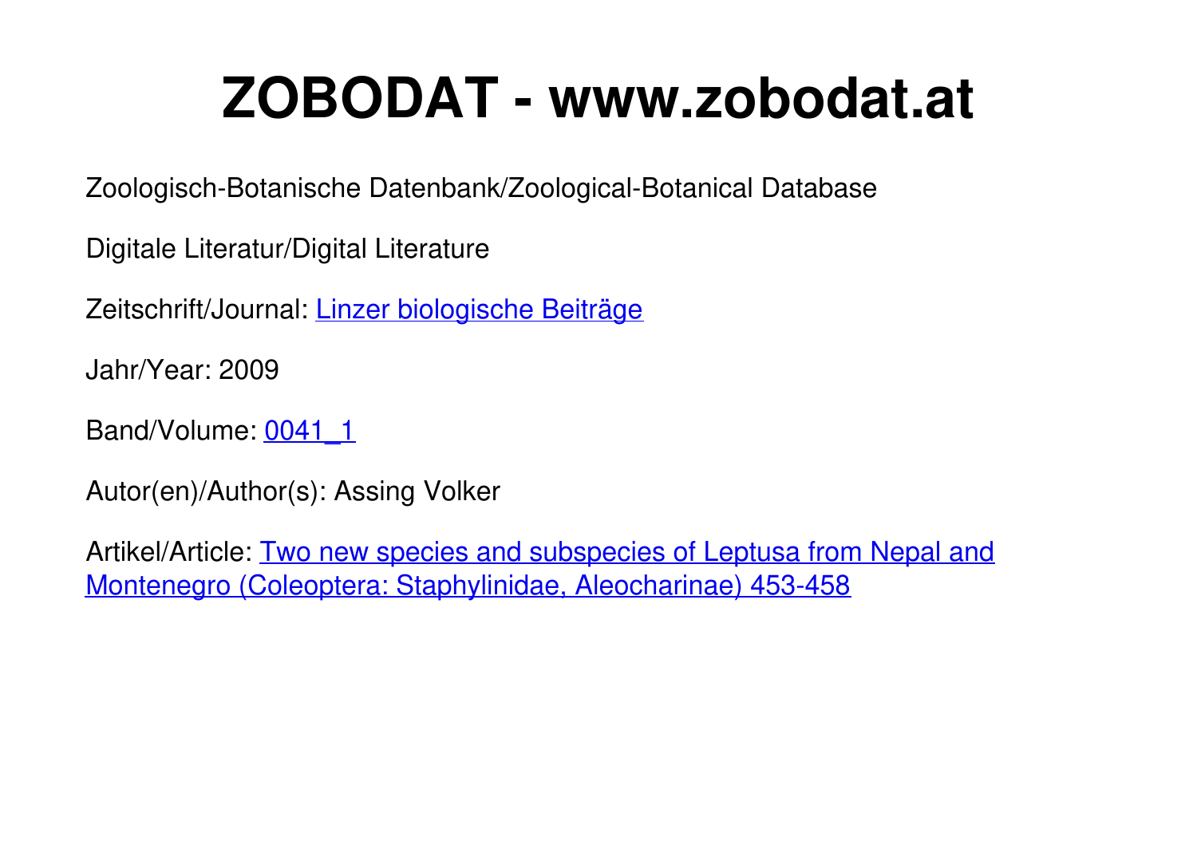# ZOBODAT - www.zobodat.at

Zoologisch-Botanische Datenbank/Zoological-Botanical Database

Digitale Literatur/Digital Literature

Zeitschrift/Journal: Linzer biologische Beiträge

Jahr/Year: 2009

Band/Volume: 0041_1

Autor(en)/Author(s): Assing Volker

Artikel/Article: Two new species and subspecies of Leptusa from Nepal and Montenegro (Coleoptera: Staphylinidae, Aleocharinae) 453-458